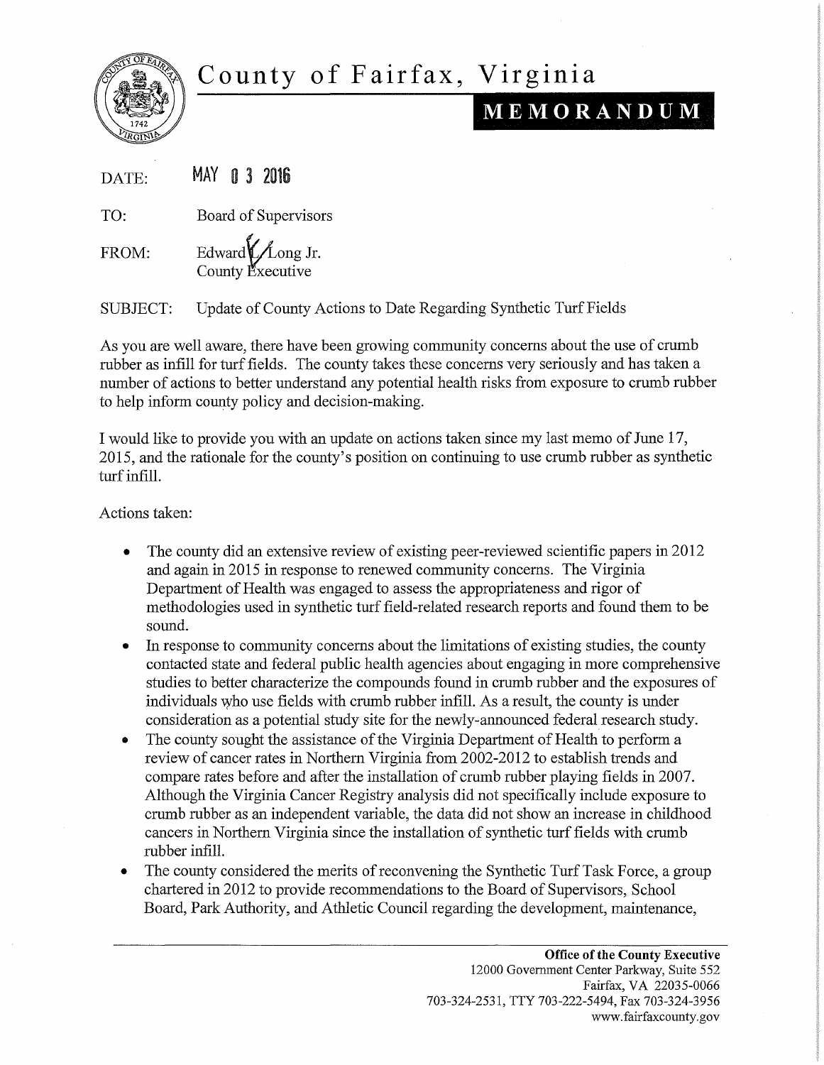# County of Fairfax, Virginia

## MEMORANDUM

DATE: MAY 03 2016

TO: Board of Supervisors

FROM: Edward L. Long Jr.
County Executive

SUBJECT: Update of County Actions to Date Regarding Synthetic Turf Fields

As you are well aware, there have been growing community concerns about the use of crumb rubber as infill for turf fields. The county takes these concerns very seriously and has taken a number of actions to better understand any potential health risks from exposure to crumb rubber to help inform county policy and decision-making.

I would like to provide you with an update on actions taken since my last memo of June 17, 2015, and the rationale for the county's position on continuing to use crumb rubber as synthetic turf infill.

Actions taken:

- The county did an extensive review of existing peer-reviewed scientific papers in 2012 and again in 2015 in response to renewed community concerns. The Virginia Department of Health was engaged to assess the appropriateness and rigor of methodologies used in synthetic turf field-related research reports and found them to be sound.
- In response to community concerns about the limitations of existing studies, the county contacted state and federal public health agencies about engaging in more comprehensive studies to better characterize the compounds found in crumb rubber and the exposures of individuals who use fields with crumb rubber infill. As a result, the county is under consideration as a potential study site for the newly-announced federal research study.
- The county sought the assistance of the Virginia Department of Health to perform a review of cancer rates in Northern Virginia from 2002-2012 to establish trends and compare rates before and after the installation of crumb rubber playing fields in 2007. Although the Virginia Cancer Registry analysis did not specifically include exposure to crumb rubber as an independent variable, the data did not show an increase in childhood cancers in Northern Virginia since the installation of synthetic turf fields with crumb rubber infill.
- The county considered the merits of reconvening the Synthetic Turf Task Force, a group chartered in 2012 to provide recommendations to the Board of Supervisors, School Board, Park Authority, and Athletic Council regarding the development, maintenance,

**Office of the County Executive**
12000 Government Center Parkway, Suite 552
Fairfax, VA 22035-0066
703-324-2531, TTY 703-222-5494, Fax 703-324-3956
www.fairfaxcounty.gov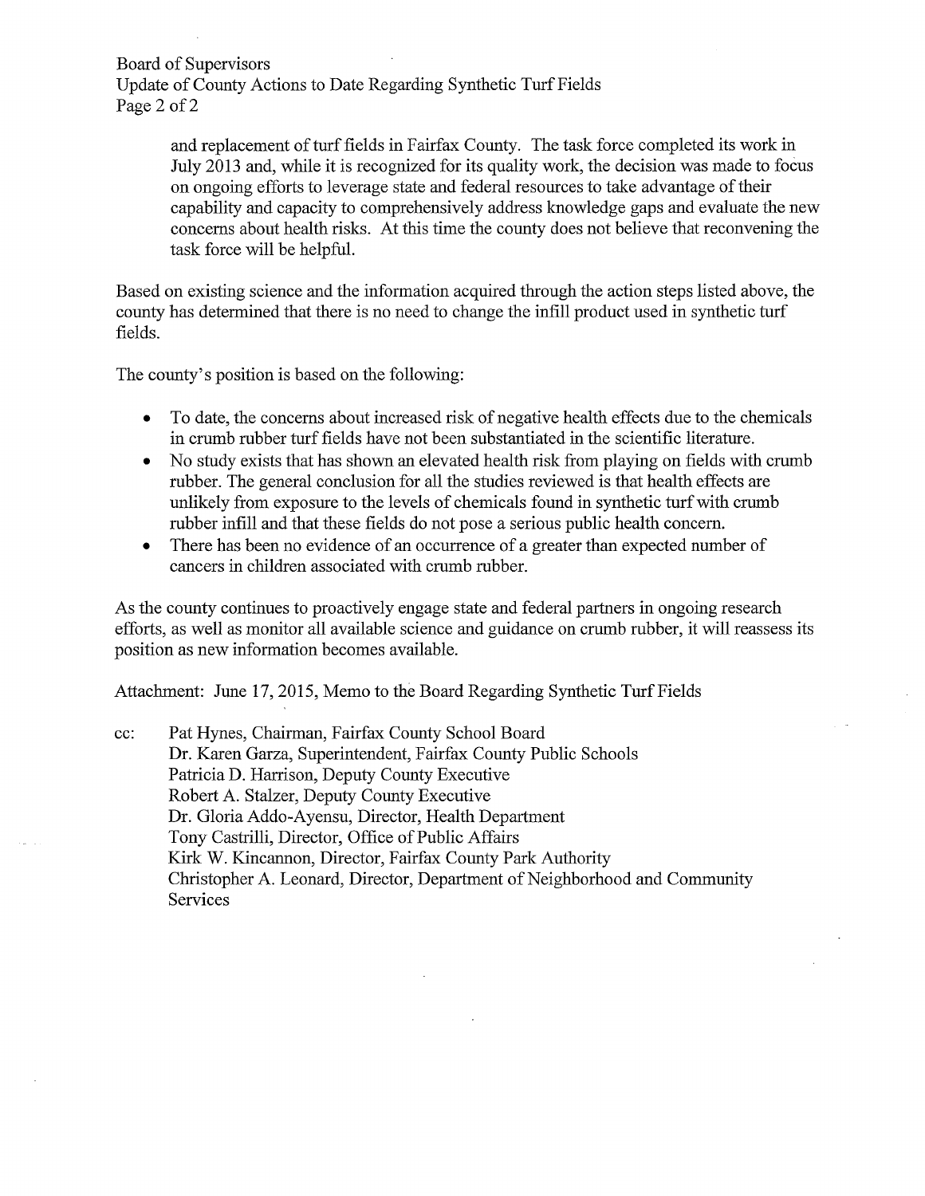and replacement of turf fields in Fairfax County. The task force completed its work in July 2013 and, while it is recognized for its quality work, the decision was made to focus on ongoing efforts to leverage state and federal resources to take advantage of their capability and capacity to comprehensively address knowledge gaps and evaluate the new concerns about health risks. At this time the county does not believe that reconvening the task force will be helpful.

Based on existing science and the information acquired through the action steps listed above, the county has determined that there is no need to change the infill product used in synthetic turf fields.

The county's position is based on the following:

- To date, the concerns about increased risk of negative health effects due to the chemicals in crumb rubber turf fields have not been substantiated in the scientific literature.
- No study exists that has shown an elevated health risk from playing on fields with crumb rubber. The general conclusion for all the studies reviewed is that health effects are unlikely from exposure to the levels of chemicals found in synthetic turf with crumb rubber infill and that these fields do not pose a serious public health concern.
- There has been no evidence of an occurrence of a greater than expected number of cancers in children associated with crumb rubber.

As the county continues to proactively engage state and federal partners in ongoing research efforts, as well as monitor all available science and guidance on crumb rubber, it will reassess its position as new information becomes available.

Attachment: June 17, 2015, Memo to the Board Regarding Synthetic Turf Fields

cc: Pat Hynes, Chairman, Fairfax County School Board
Dr. Karen Garza, Superintendent, Fairfax County Public Schools
Patricia D. Harrison, Deputy County Executive
Robert A. Stalzer, Deputy County Executive
Dr. Gloria Addo-Ayensu, Director, Health Department
Tony Castrilli, Director, Office of Public Affairs
Kirk W. Kincannon, Director, Fairfax County Park Authority
Christopher A. Leonard, Director, Department of Neighborhood and Community Services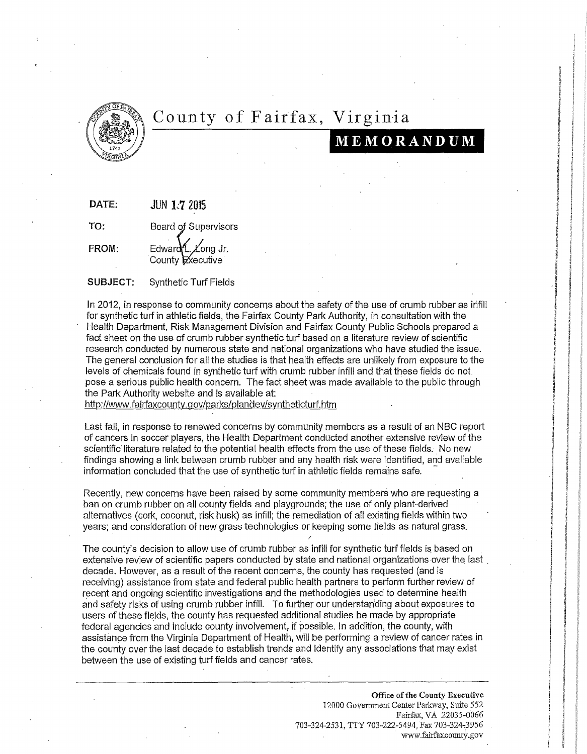# County of Fairfax, Virginia

## MEMORANDUM

**DATE:** JUN 17 2015

**TO:** Board of Supervisors

**FROM:** Edward L. Long Jr.
County Executive

**SUBJECT:** Synthetic Turf Fields

In 2012, in response to community concerns about the safety of the use of crumb rubber as infill for synthetic turf in athletic fields, the Fairfax County Park Authority, in consultation with the Health Department, Risk Management Division and Fairfax County Public Schools prepared a fact sheet on the use of crumb rubber synthetic turf based on a literature review of scientific research conducted by numerous state and national organizations who have studied the issue. The general conclusion for all the studies is that health effects are unlikely from exposure to the levels of chemicals found in synthetic turf with crumb rubber infill and that these fields do not pose a serious public health concern. The fact sheet was made available to the public through the Park Authority website and is available at:
http://www.fairfaxcounty.gov/parks/plandev/syntheticturf.htm

Last fall, in response to renewed concerns by community members as a result of an NBC report of cancers in soccer players, the Health Department conducted another extensive review of the scientific literature related to the potential health effects from the use of these fields. No new findings showing a link between crumb rubber and any health risk were identified, and available information concluded that the use of synthetic turf in athletic fields remains safe.

Recently, new concerns have been raised by some community members who are requesting a ban on crumb rubber on all county fields and playgrounds; the use of only plant-derived alternatives (cork, coconut, risk husk) as infill; the remediation of all existing fields within two years; and consideration of new grass technologies or keeping some fields as natural grass.

The county's decision to allow use of crumb rubber as infill for synthetic turf fields is based on extensive review of scientific papers conducted by state and national organizations over the last decade. However, as a result of the recent concerns, the county has requested (and is receiving) assistance from state and federal public health partners to perform further review of recent and ongoing scientific investigations and the methodologies used to determine health and safety risks of using crumb rubber infill. To further our understanding about exposures to users of these fields, the county has requested additional studies be made by appropriate federal agencies and include county involvement, if possible. In addition, the county, with assistance from the Virginia Department of Health, will be performing a review of cancer rates in the county over the last decade to establish trends and identify any associations that may exist between the use of existing turf fields and cancer rates.

**Office of the County Executive**
12000 Government Center Parkway, Suite 552
Fairfax, VA 22035-0066
703-324-2531, TTY 703-222-5494, Fax 703-324-3956
www.fairfaxcounty.gov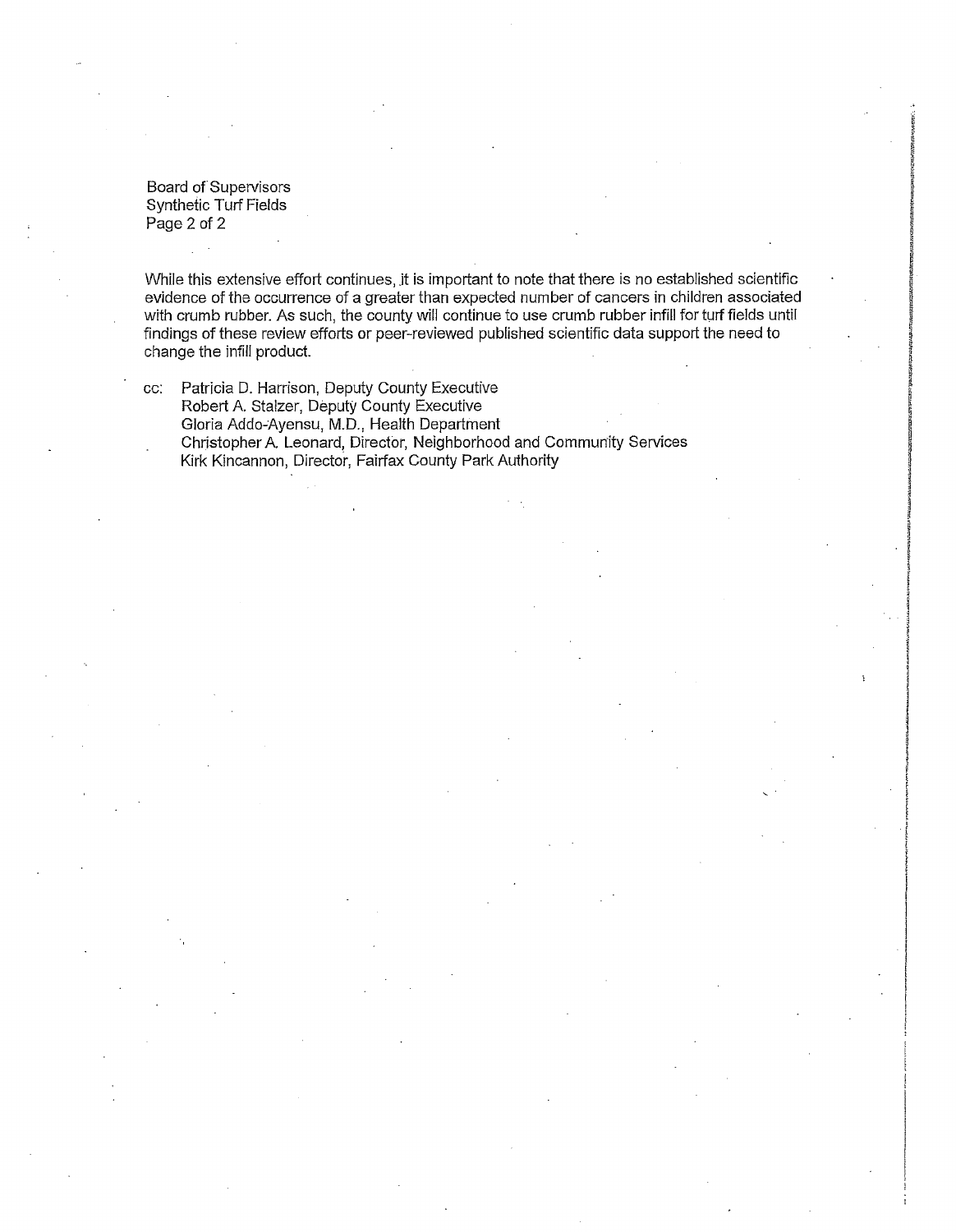While this extensive effort continues, it is important to note that there is no established scientific evidence of the occurrence of a greater than expected number of cancers in children associated with crumb rubber. As such, the county will continue to use crumb rubber infill for turf fields until findings of these review efforts or peer-reviewed published scientific data support the need to change the infill product.

cc: Patricia D. Harrison, Deputy County Executive
Robert A. Stalzer, Deputy County Executive
Gloria Addo-Ayensu, M.D., Health Department
Christopher A. Leonard, Director, Neighborhood and Community Services
Kirk Kincannon, Director, Fairfax County Park Authority